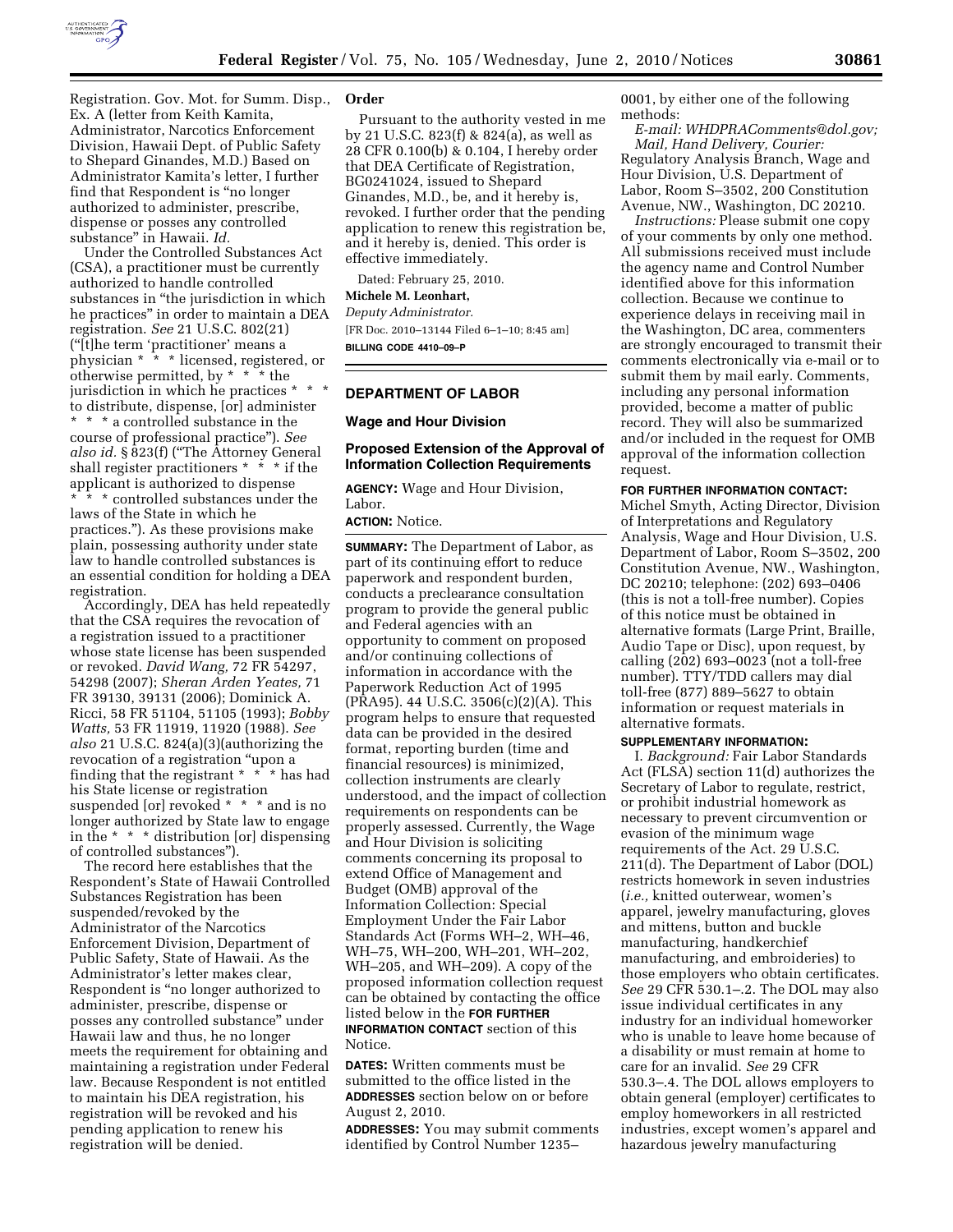Registration. Gov. Mot. for Summ. Disp., Ex. A (letter from Keith Kamita, Administrator, Narcotics Enforcement Division, Hawaii Dept. of Public Safety to Shepard Ginandes, M.D.) Based on Administrator Kamita's letter, I further find that Respondent is "no longer authorized to administer, prescribe, dispense or posses any controlled substance" in Hawaii. *Id.*

Under the Controlled Substances Act (CSA), a practitioner must be currently authorized to handle controlled substances in "the jurisdiction in which he practices" in order to maintain a DEA registration. *See* 21 U.S.C. 802(21) ("[t]he term 'practitioner' means a physician * * * licensed, registered, or otherwise permitted, by * * * the jurisdiction in which he practices * * * to distribute, dispense, [or] administer * * * a controlled substance in the course of professional practice"). *See also id.* § 823(f) ("The Attorney General shall register practitioners * * * if the applicant is authorized to dispense * * * controlled substances under the laws of the State in which he practices."). As these provisions make plain, possessing authority under state law to handle controlled substances is an essential condition for holding a DEA registration.

Accordingly, DEA has held repeatedly that the CSA requires the revocation of a registration issued to a practitioner whose state license has been suspended or revoked. *David Wang,* 72 FR 54297, 54298 (2007); *Sheran Arden Yeates,* 71 FR 39130, 39131 (2006); Dominick A. Ricci, 58 FR 51104, 51105 (1993); *Bobby Watts,* 53 FR 11919, 11920 (1988). *See also* 21 U.S.C. 824(a)(3)(authorizing the revocation of a registration "upon a finding that the registrant * * * has had his State license or registration suspended [or] revoked * * * and is no longer authorized by State law to engage in the * * * distribution [or] dispensing of controlled substances").

The record here establishes that the Respondent's State of Hawaii Controlled Substances Registration has been suspended/revoked by the Administrator of the Narcotics Enforcement Division, Department of Public Safety, State of Hawaii. As the Administrator's letter makes clear, Respondent is "no longer authorized to administer, prescribe, dispense or posses any controlled substance" under Hawaii law and thus, he no longer meets the requirement for obtaining and maintaining a registration under Federal law. Because Respondent is not entitled to maintain his DEA registration, his registration will be revoked and his pending application to renew his registration will be denied.

**Order**

Pursuant to the authority vested in me by 21 U.S.C. 823(f) & 824(a), as well as 28 CFR 0.100(b) & 0.104, I hereby order that DEA Certificate of Registration, BG0241024, issued to Shepard Ginandes, M.D., be, and it hereby is, revoked. I further order that the pending application to renew this registration be, and it hereby is, denied. This order is effective immediately.

Dated: February 25, 2010.

**Michele M. Leonhart,**

*Deputy Administrator.*

[FR Doc. 2010–13144 Filed 6–1–10; 8:45 am]

**BILLING CODE 4410–09–P**

## DEPARTMENT OF LABOR

### Wage and Hour Division

### Proposed Extension of the Approval of Information Collection Requirements

**AGENCY:** Wage and Hour Division, Labor.

**ACTION:** Notice.

**SUMMARY:** The Department of Labor, as part of its continuing effort to reduce paperwork and respondent burden, conducts a preclearance consultation program to provide the general public and Federal agencies with an opportunity to comment on proposed and/or continuing collections of information in accordance with the Paperwork Reduction Act of 1995 (PRA95). 44 U.S.C. 3506(c)(2)(A). This program helps to ensure that requested data can be provided in the desired format, reporting burden (time and financial resources) is minimized, collection instruments are clearly understood, and the impact of collection requirements on respondents can be properly assessed. Currently, the Wage and Hour Division is soliciting comments concerning its proposal to extend Office of Management and Budget (OMB) approval of the Information Collection: Special Employment Under the Fair Labor Standards Act (Forms WH–2, WH–46, WH–75, WH–200, WH–201, WH–202, WH–205, and WH–209). A copy of the proposed information collection request can be obtained by contacting the office listed below in the **FOR FURTHER INFORMATION CONTACT** section of this Notice.

**DATES:** Written comments must be submitted to the office listed in the **ADDRESSES** section below on or before August 2, 2010.

**ADDRESSES:** You may submit comments identified by Control Number 1235–0001, by either one of the following methods:

*E-mail: WHDPRAComments@dol.gov; Mail, Hand Delivery, Courier:* Regulatory Analysis Branch, Wage and Hour Division, U.S. Department of Labor, Room S–3502, 200 Constitution Avenue, NW., Washington, DC 20210.

*Instructions:* Please submit one copy of your comments by only one method. All submissions received must include the agency name and Control Number identified above for this information collection. Because we continue to experience delays in receiving mail in the Washington, DC area, commenters are strongly encouraged to transmit their comments electronically via e-mail or to submit them by mail early. Comments, including any personal information provided, become a matter of public record. They will also be summarized and/or included in the request for OMB approval of the information collection request.

**FOR FURTHER INFORMATION CONTACT:** Michel Smyth, Acting Director, Division of Interpretations and Regulatory Analysis, Wage and Hour Division, U.S. Department of Labor, Room S–3502, 200 Constitution Avenue, NW., Washington, DC 20210; telephone: (202) 693–0406 (this is not a toll-free number). Copies of this notice must be obtained in alternative formats (Large Print, Braille, Audio Tape or Disc), upon request, by calling (202) 693–0023 (not a toll-free number). TTY/TDD callers may dial toll-free (877) 889–5627 to obtain information or request materials in alternative formats.

**SUPPLEMENTARY INFORMATION:**

I. *Background:* Fair Labor Standards Act (FLSA) section 11(d) authorizes the Secretary of Labor to regulate, restrict, or prohibit industrial homework as necessary to prevent circumvention or evasion of the minimum wage requirements of the Act. 29 U.S.C. 211(d). The Department of Labor (DOL) restricts homework in seven industries (*i.e.,* knitted outerwear, women's apparel, jewelry manufacturing, gloves and mittens, button and buckle manufacturing, handkerchief manufacturing, and embroideries) to those employers who obtain certificates. *See* 29 CFR 530.1–.2. The DOL may also issue individual certificates in any industry for an individual homeworker who is unable to leave home because of a disability or must remain at home to care for an invalid. *See* 29 CFR 530.3–.4. The DOL allows employers to obtain general (employer) certificates to employ homeworkers in all restricted industries, except women's apparel and hazardous jewelry manufacturing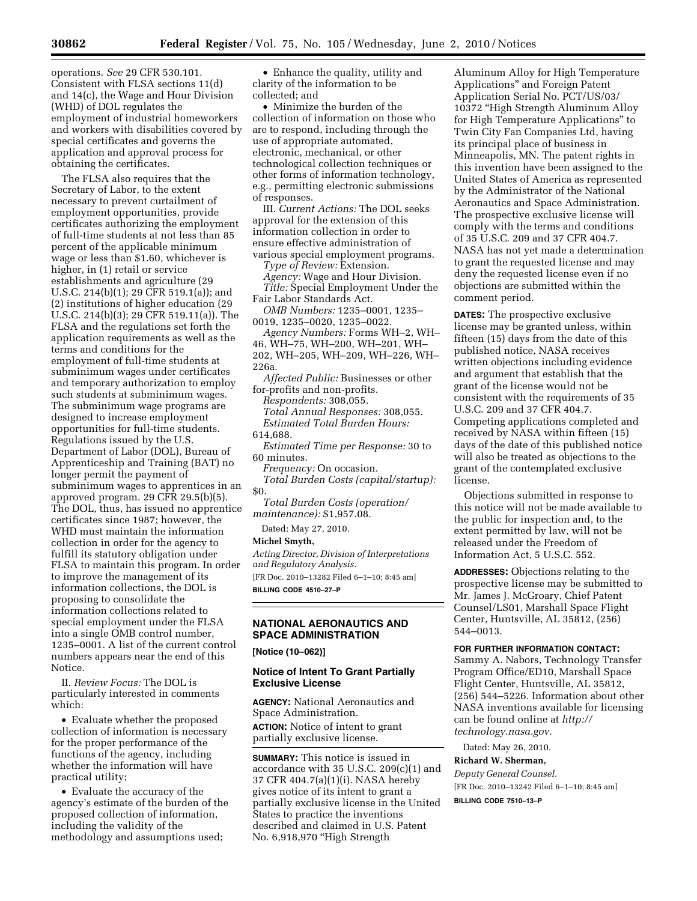operations. *See* 29 CFR 530.101. Consistent with FLSA sections 11(d) and 14(c), the Wage and Hour Division (WHD) of DOL regulates the employment of industrial homeworkers and workers with disabilities covered by special certificates and governs the application and approval process for obtaining the certificates.

The FLSA also requires that the Secretary of Labor, to the extent necessary to prevent curtailment of employment opportunities, provide certificates authorizing the employment of full-time students at not less than 85 percent of the applicable minimum wage or less than $1.60, whichever is higher, in (1) retail or service establishments and agriculture (29 U.S.C. 214(b)(1); 29 CFR 519.1(a)); and (2) institutions of higher education (29 U.S.C. 214(b)(3); 29 CFR 519.11(a)). The FLSA and the regulations set forth the application requirements as well as the terms and conditions for the employment of full-time students at subminimum wages under certificates and temporary authorization to employ such students at subminimum wages. The subminimum wage programs are designed to increase employment opportunities for full-time students. Regulations issued by the U.S. Department of Labor (DOL), Bureau of Apprenticeship and Training (BAT) no longer permit the payment of subminimum wages to apprentices in an approved program. 29 CFR 29.5(b)(5). The DOL, thus, has issued no apprentice certificates since 1987; however, the WHD must maintain the information collection in order for the agency to fulfill its statutory obligation under FLSA to maintain this program. In order to improve the management of its information collections, the DOL is proposing to consolidate the information collections related to special employment under the FLSA into a single OMB control number, 1235–0001. A list of the current control numbers appears near the end of this Notice.

II. *Review Focus:* The DOL is particularly interested in comments which:

- Evaluate whether the proposed collection of information is necessary for the proper performance of the functions of the agency, including whether the information will have practical utility;
- Evaluate the accuracy of the agency's estimate of the burden of the proposed collection of information, including the validity of the methodology and assumptions used;
- Enhance the quality, utility and clarity of the information to be collected; and
- Minimize the burden of the collection of information on those who are to respond, including through the use of appropriate automated, electronic, mechanical, or other technological collection techniques or other forms of information technology, e.g., permitting electronic submissions of responses.

III. *Current Actions:* The DOL seeks approval for the extension of this information collection in order to ensure effective administration of various special employment programs.

*Type of Review:* Extension.

*Agency:* Wage and Hour Division.

*Title:* Special Employment Under the Fair Labor Standards Act.

*OMB Numbers:* 1235–0001, 1235–0019, 1235–0020, 1235–0022.

*Agency Numbers:* Forms WH–2, WH–46, WH–75, WH–200, WH–201, WH–202, WH–205, WH–209, WH–226, WH–226a.

*Affected Public:* Businesses or other for-profits and non-profits.

*Respondents:* 308,055.

*Total Annual Responses:* 308,055.

*Estimated Total Burden Hours:* 614,688.

*Estimated Time per Response:* 30 to 60 minutes.

*Frequency:* On occasion.

*Total Burden Costs (capital/startup):* $0.

*Total Burden Costs (operation/maintenance):* $1,957.08.

Dated: May 27, 2010.

**Michel Smyth,**

*Acting Director, Division of Interpretations and Regulatory Analysis.*

[FR Doc. 2010–13282 Filed 6–1–10; 8:45 am]

**BILLING CODE 4510–27–P**

## NATIONAL AERONAUTICS AND SPACE ADMINISTRATION

**[Notice (10–062)]**

### Notice of Intent To Grant Partially Exclusive License

**AGENCY:** National Aeronautics and Space Administration.

**ACTION:** Notice of intent to grant partially exclusive license.

**SUMMARY:** This notice is issued in accordance with 35 U.S.C. 209(c)(1) and 37 CFR 404.7(a)(1)(i). NASA hereby gives notice of its intent to grant a partially exclusive license in the United States to practice the inventions described and claimed in U.S. Patent No. 6,918,970 "High Strength Aluminum Alloy for High Temperature Applications" and Foreign Patent Application Serial No. PCT/US/03/10372 "High Strength Aluminum Alloy for High Temperature Applications" to Twin City Fan Companies Ltd, having its principal place of business in Minneapolis, MN. The patent rights in this invention have been assigned to the United States of America as represented by the Administrator of the National Aeronautics and Space Administration. The prospective exclusive license will comply with the terms and conditions of 35 U.S.C. 209 and 37 CFR 404.7. NASA has not yet made a determination to grant the requested license and may deny the requested license even if no objections are submitted within the comment period.

**DATES:** The prospective exclusive license may be granted unless, within fifteen (15) days from the date of this published notice, NASA receives written objections including evidence and argument that establish that the grant of the license would not be consistent with the requirements of 35 U.S.C. 209 and 37 CFR 404.7. Competing applications completed and received by NASA within fifteen (15) days of the date of this published notice will also be treated as objections to the grant of the contemplated exclusive license.

Objections submitted in response to this notice will not be made available to the public for inspection and, to the extent permitted by law, will not be released under the Freedom of Information Act, 5 U.S.C. 552.

**ADDRESSES:** Objections relating to the prospective license may be submitted to Mr. James J. McGroary, Chief Patent Counsel/LS01, Marshall Space Flight Center, Huntsville, AL 35812, (256) 544–0013.

**FOR FURTHER INFORMATION CONTACT:** Sammy A. Nabors, Technology Transfer Program Office/ED10, Marshall Space Flight Center, Huntsville, AL 35812, (256) 544–5226. Information about other NASA inventions available for licensing can be found online at *http://technology.nasa.gov.*

Dated: May 26, 2010.

**Richard W. Sherman,**

*Deputy General Counsel.*

[FR Doc. 2010–13242 Filed 6–1–10; 8:45 am]

**BILLING CODE 7510–13–P**